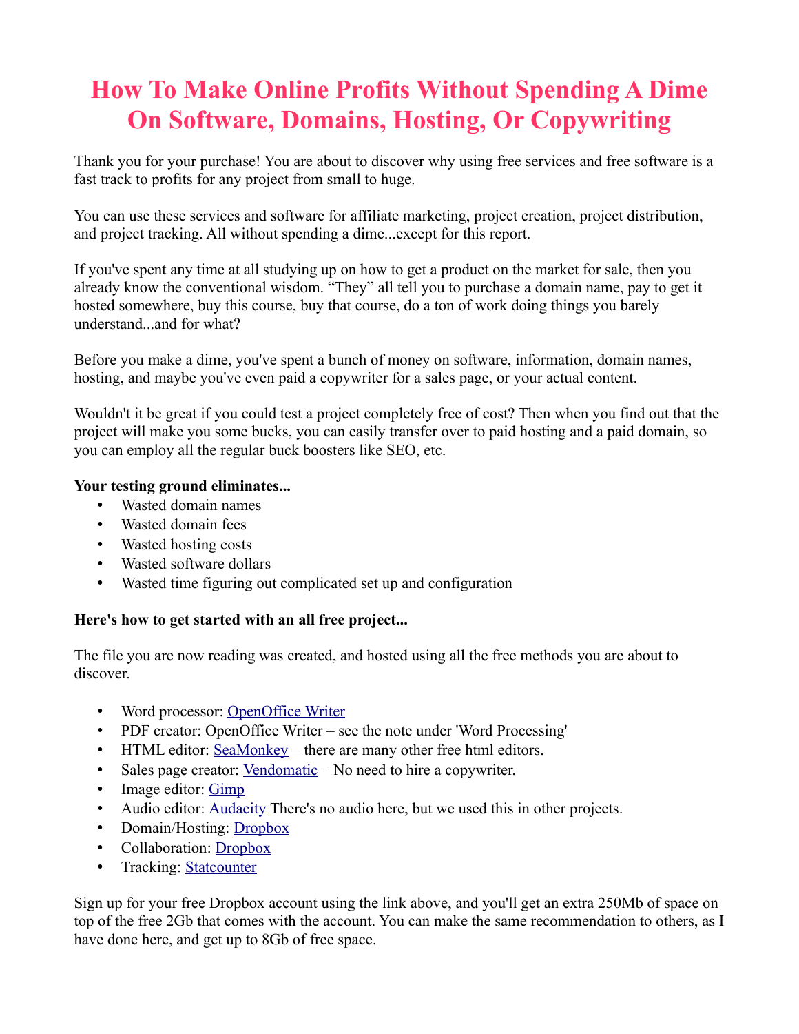# How To Make Online Profits Without Spending A Dime On Software, Domains, Hosting, Or Copywriting

Thank you for your purchase! You are about to discover why using free services and free software is a fast track to profits for any project from small to huge.

You can use these services and software for affiliate marketing, project creation, project distribution, and project tracking. All without spending a dime...except for this report.

If you've spent any time at all studying up on how to get a product on the market for sale, then you already know the conventional wisdom. "They" all tell you to purchase a domain name, pay to get it hosted somewhere, buy this course, buy that course, do a ton of work doing things you barely understand...and for what?

Before you make a dime, you've spent a bunch of money on software, information, domain names, hosting, and maybe you've even paid a copywriter for a sales page, or your actual content.

Wouldn't it be great if you could test a project completely free of cost? Then when you find out that the project will make you some bucks, you can easily transfer over to paid hosting and a paid domain, so you can employ all the regular buck boosters like SEO, etc.

**Your testing ground eliminates...**

- Wasted domain names
- Wasted domain fees
- Wasted hosting costs
- Wasted software dollars
- Wasted time figuring out complicated set up and configuration

**Here's how to get started with an all free project...**

The file you are now reading was created, and hosted using all the free methods you are about to discover.

- Word processor: OpenOffice Writer
- PDF creator: OpenOffice Writer – see the note under 'Word Processing'
- HTML editor: SeaMonkey – there are many other free html editors.
- Sales page creator: Vendomatic – No need to hire a copywriter.
- Image editor: Gimp
- Audio editor: Audacity There's no audio here, but we used this in other projects.
- Domain/Hosting: Dropbox
- Collaboration: Dropbox
- Tracking: Statcounter

Sign up for your free Dropbox account using the link above, and you'll get an extra 250Mb of space on top of the free 2Gb that comes with the account. You can make the same recommendation to others, as I have done here, and get up to 8Gb of free space.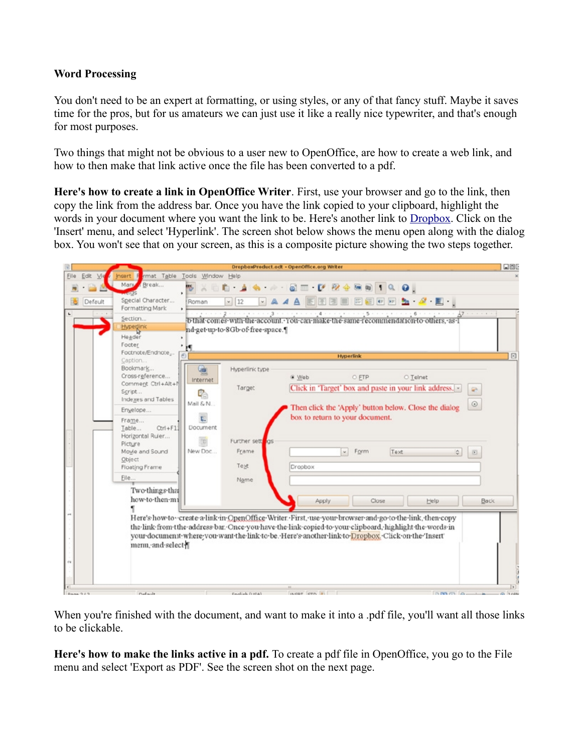**Word Processing**

You don't need to be an expert at formatting, or using styles, or any of that fancy stuff. Maybe it saves time for the pros, but for us amateurs we can just use it like a really nice typewriter, and that's enough for most purposes.

Two things that might not be obvious to a user new to OpenOffice, are how to create a web link, and how to then make that link active once the file has been converted to a pdf.

**Here's how to create a link in OpenOffice Writer**. First, use your browser and go to the link, then copy the link from the address bar. Once you have the link copied to your clipboard, highlight the words in your document where you want the link to be. Here's another link to Dropbox. Click on the 'Insert' menu, and select 'Hyperlink'. The screen shot below shows the menu open along with the dialog box. You won't see that on your screen, as this is a composite picture showing the two steps together.

When you're finished with the document, and want to make it into a .pdf file, you'll want all those links to be clickable.

**Here's how to make the links active in a pdf.** To create a pdf file in OpenOffice, you go to the File menu and select 'Export as PDF'. See the screen shot on the next page.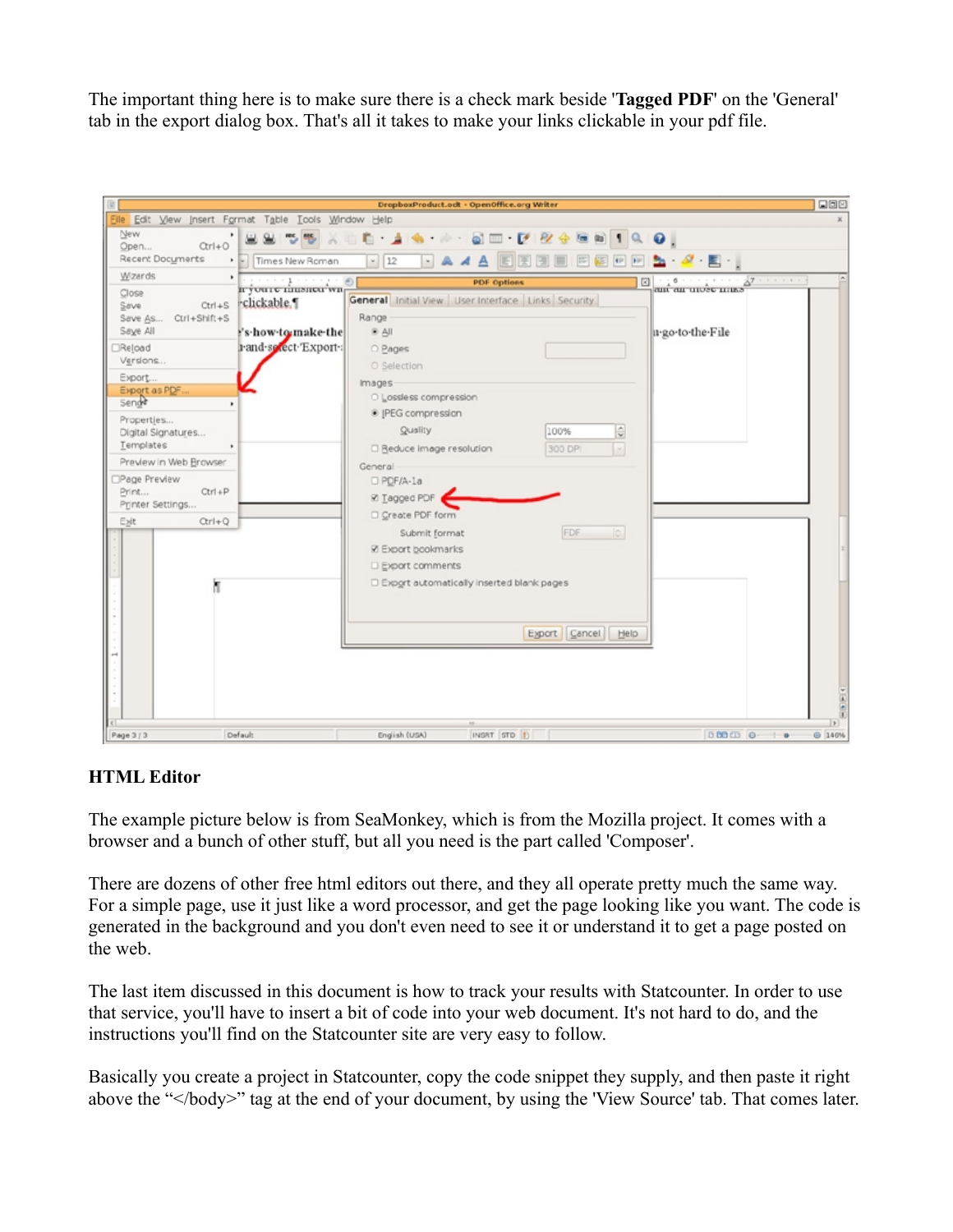The important thing here is to make sure there is a check mark beside '**Tagged PDF**' on the 'General' tab in the export dialog box. That's all it takes to make your links clickable in your pdf file.

### HTML Editor

The example picture below is from SeaMonkey, which is from the Mozilla project. It comes with a browser and a bunch of other stuff, but all you need is the part called 'Composer'.

There are dozens of other free html editors out there, and they all operate pretty much the same way. For a simple page, use it just like a word processor, and get the page looking like you want. The code is generated in the background and you don't even need to see it or understand it to get a page posted on the web.

The last item discussed in this document is how to track your results with Statcounter. In order to use that service, you'll have to insert a bit of code into your web document. It's not hard to do, and the instructions you'll find on the Statcounter site are very easy to follow.

Basically you create a project in Statcounter, copy the code snippet they supply, and then paste it right above the "</body>" tag at the end of your document, by using the 'View Source' tab. That comes later.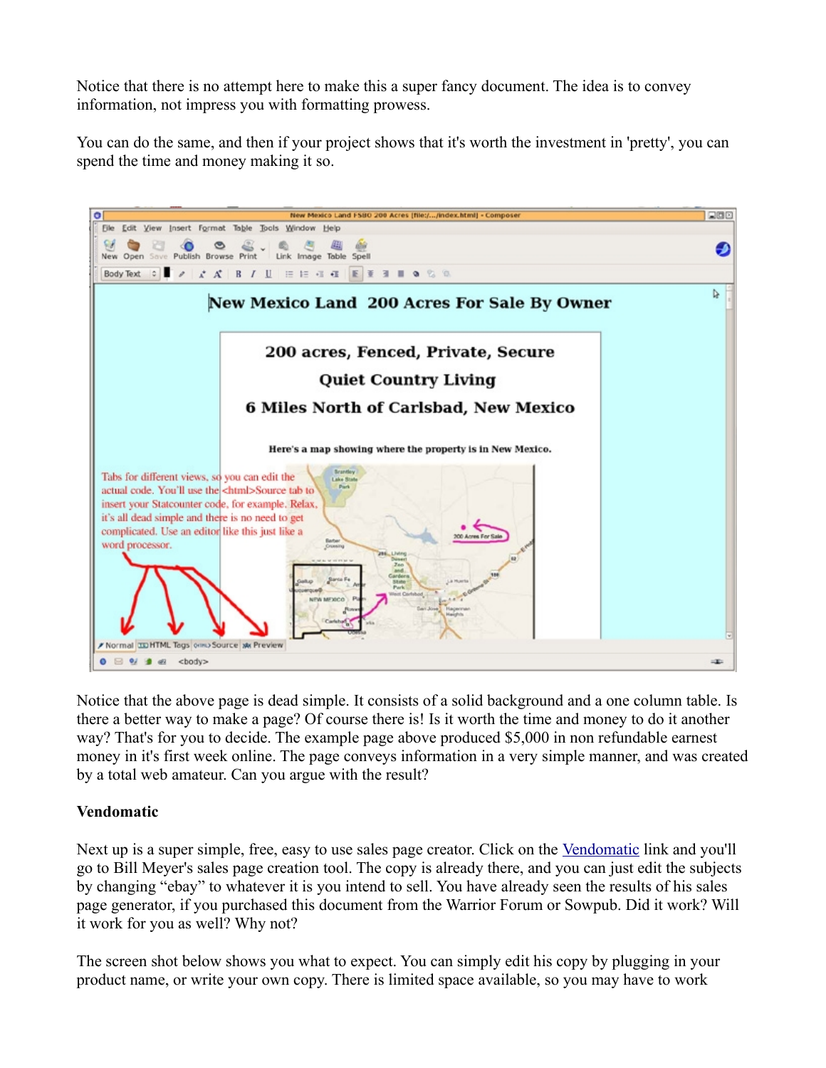Notice that there is no attempt here to make this a super fancy document. The idea is to convey information, not impress you with formatting prowess.

You can do the same, and then if your project shows that it's worth the investment in 'pretty', you can spend the time and money making it so.

Notice that the above page is dead simple. It consists of a solid background and a one column table. Is there a better way to make a page? Of course there is! Is it worth the time and money to do it another way? That's for you to decide. The example page above produced $5,000 in non refundable earnest money in it's first week online. The page conveys information in a very simple manner, and was created by a total web amateur. Can you argue with the result?

**Vendomatic**

Next up is a super simple, free, easy to use sales page creator. Click on the Vendomatic link and you'll go to Bill Meyer's sales page creation tool. The copy is already there, and you can just edit the subjects by changing "ebay" to whatever it is you intend to sell. You have already seen the results of his sales page generator, if you purchased this document from the Warrior Forum or Sowpub. Did it work? Will it work for you as well? Why not?

The screen shot below shows you what to expect. You can simply edit his copy by plugging in your product name, or write your own copy. There is limited space available, so you may have to work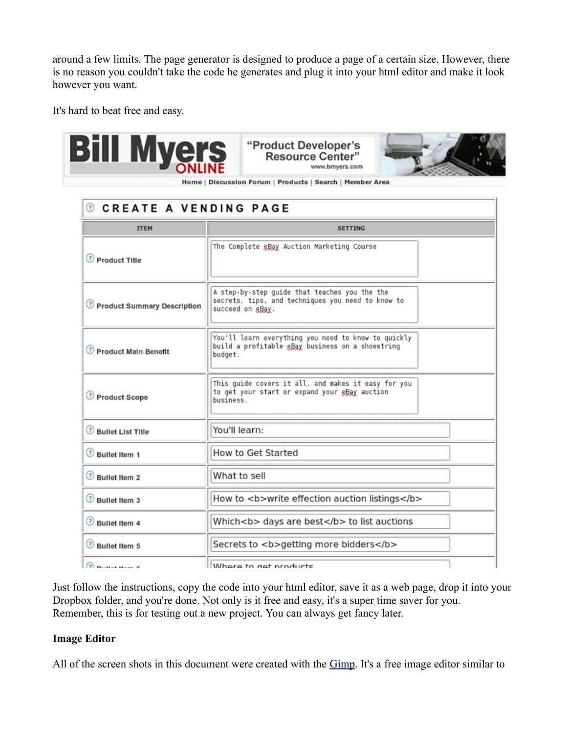around a few limits. The page generator is designed to produce a page of a certain size. However, there is no reason you couldn't take the code he generates and plug it into your html editor and make it look however you want.

It's hard to beat free and easy.

Just follow the instructions, copy the code into your html editor, save it as a web page, drop it into your Dropbox folder, and you're done. Not only is it free and easy, it's a super time saver for you. Remember, this is for testing out a new project. You can always get fancy later.

**Image Editor**

All of the screen shots in this document were created with the Gimp. It's a free image editor similar to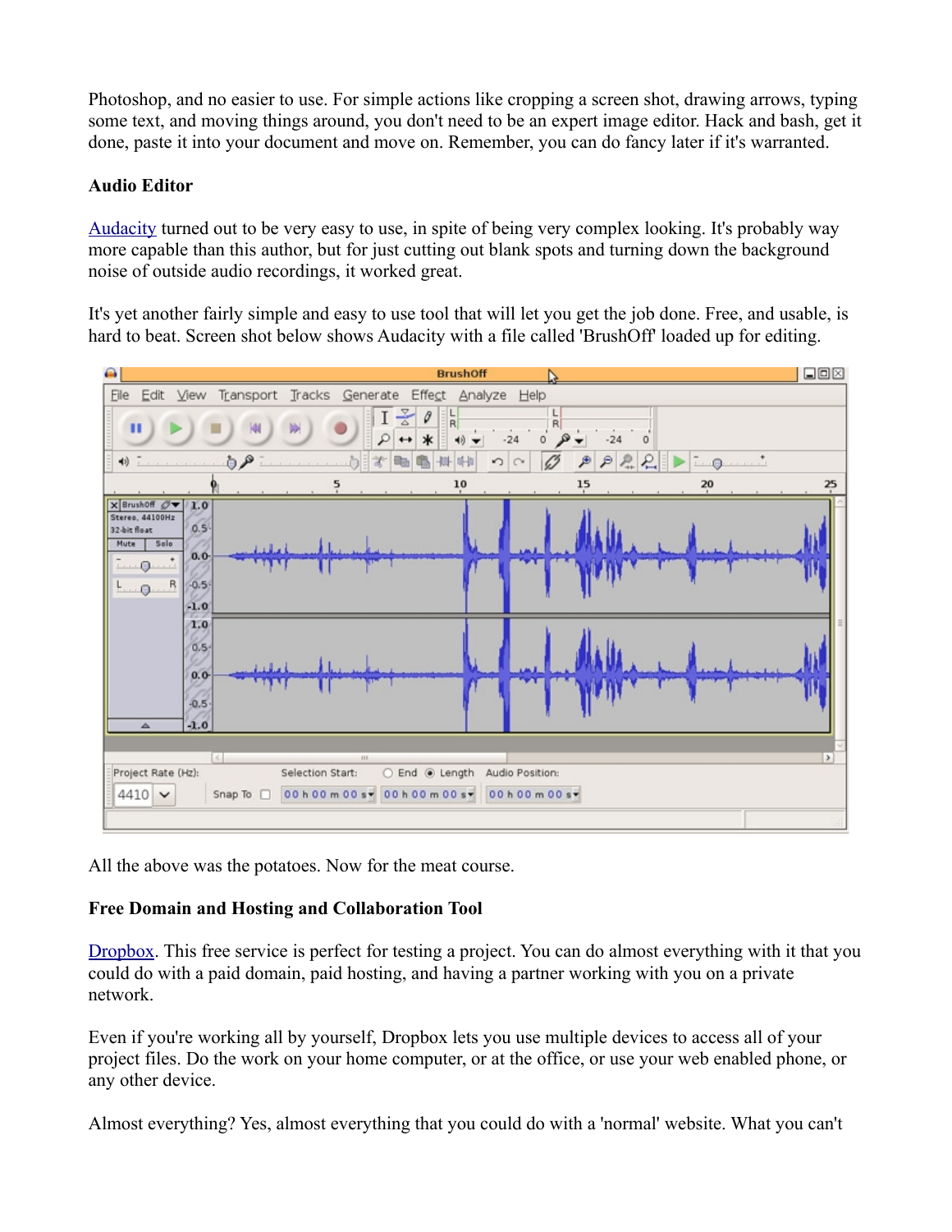Photoshop, and no easier to use. For simple actions like cropping a screen shot, drawing arrows, typing some text, and moving things around, you don't need to be an expert image editor. Hack and bash, get it done, paste it into your document and move on. Remember, you can do fancy later if it's warranted.

**Audio Editor**

[Audacity](#) turned out to be very easy to use, in spite of being very complex looking. It's probably way more capable than this author, but for just cutting out blank spots and turning down the background noise of outside audio recordings, it worked great.

It's yet another fairly simple and easy to use tool that will let you get the job done. Free, and usable, is hard to beat. Screen shot below shows Audacity with a file called 'BrushOff' loaded up for editing.

All the above was the potatoes. Now for the meat course.

**Free Domain and Hosting and Collaboration Tool**

[Dropbox](#). This free service is perfect for testing a project. You can do almost everything with it that you could do with a paid domain, paid hosting, and having a partner working with you on a private network.

Even if you're working all by yourself, Dropbox lets you use multiple devices to access all of your project files. Do the work on your home computer, or at the office, or use your web enabled phone, or any other device.

Almost everything? Yes, almost everything that you could do with a 'normal' website. What you can't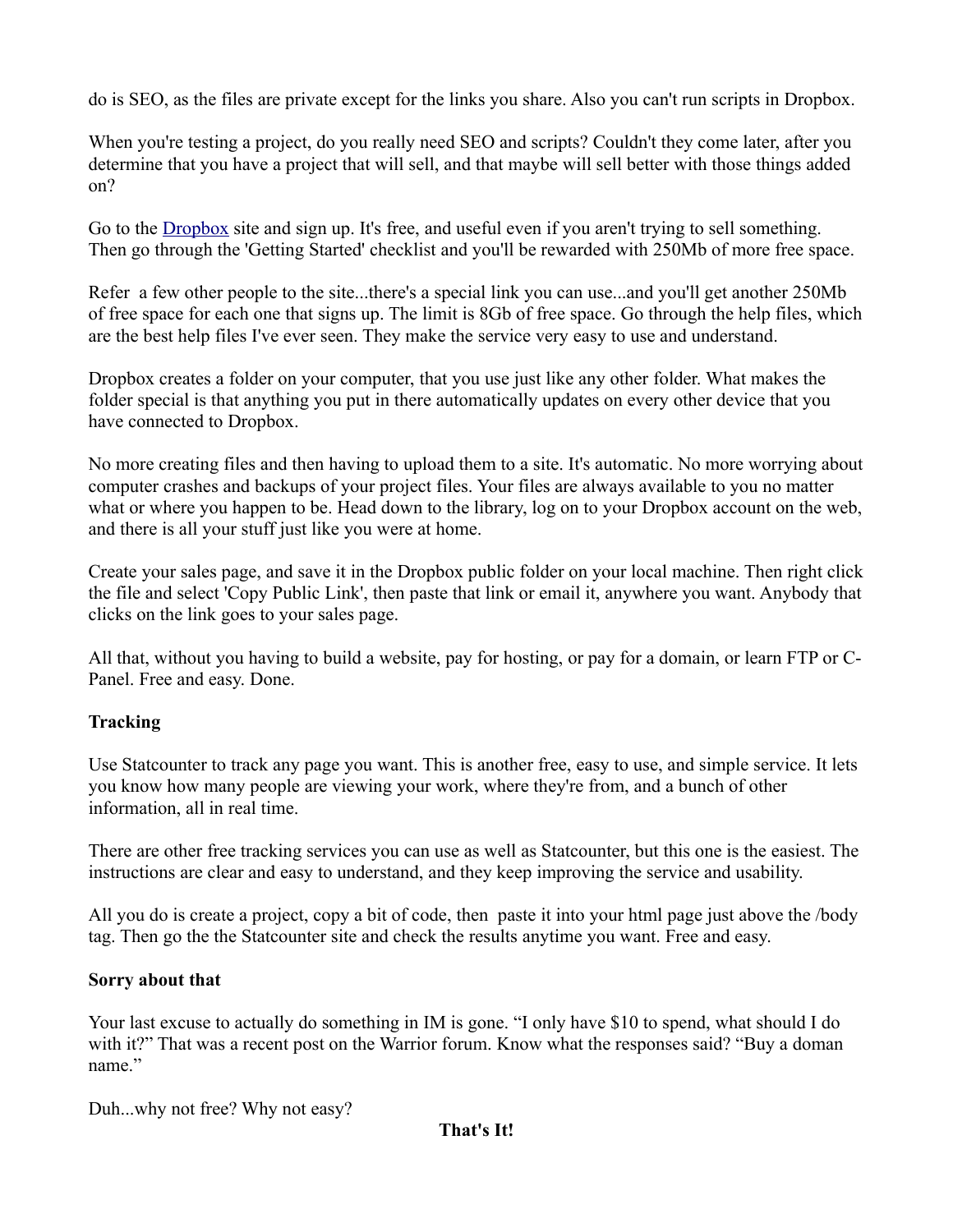do is SEO, as the files are private except for the links you share. Also you can't run scripts in Dropbox.

When you're testing a project, do you really need SEO and scripts? Couldn't they come later, after you determine that you have a project that will sell, and that maybe will sell better with those things added on?

Go to the [Dropbox]() site and sign up. It's free, and useful even if you aren't trying to sell something. Then go through the 'Getting Started' checklist and you'll be rewarded with 250Mb of more free space.

Refer  a few other people to the site...there's a special link you can use...and you'll get another 250Mb of free space for each one that signs up. The limit is 8Gb of free space. Go through the help files, which are the best help files I've ever seen. They make the service very easy to use and understand.

Dropbox creates a folder on your computer, that you use just like any other folder. What makes the folder special is that anything you put in there automatically updates on every other device that you have connected to Dropbox.

No more creating files and then having to upload them to a site. It's automatic. No more worrying about computer crashes and backups of your project files. Your files are always available to you no matter what or where you happen to be. Head down to the library, log on to your Dropbox account on the web, and there is all your stuff just like you were at home.

Create your sales page, and save it in the Dropbox public folder on your local machine. Then right click the file and select 'Copy Public Link', then paste that link or email it, anywhere you want. Anybody that clicks on the link goes to your sales page.

All that, without you having to build a website, pay for hosting, or pay for a domain, or learn FTP or C-Panel. Free and easy. Done.

**Tracking**

Use Statcounter to track any page you want. This is another free, easy to use, and simple service. It lets you know how many people are viewing your work, where they're from, and a bunch of other information, all in real time.

There are other free tracking services you can use as well as Statcounter, but this one is the easiest. The instructions are clear and easy to understand, and they keep improving the service and usability.

All you do is create a project, copy a bit of code, then  paste it into your html page just above the /body tag. Then go the the Statcounter site and check the results anytime you want. Free and easy.

**Sorry about that**

Your last excuse to actually do something in IM is gone. "I only have $10 to spend, what should I do with it?" That was a recent post on the Warrior forum. Know what the responses said? "Buy a doman name."

Duh...why not free? Why not easy?

**That's It!**